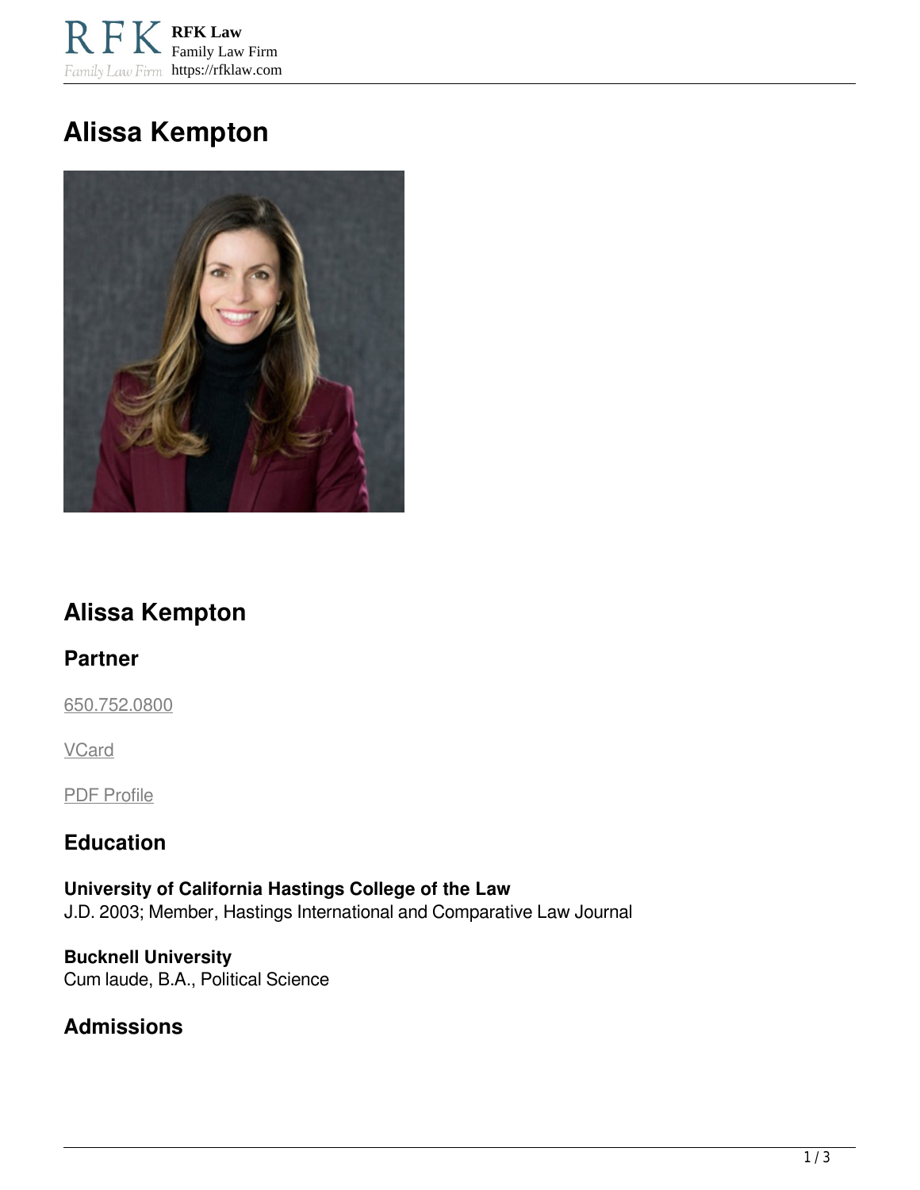# Alissa Kempton

## Alissa Kempton

### Partner

650.752.0800

VCard

PDF Profile

### Education

**University of California Hastings College of the Law**
J.D. 2003; Member, Hastings International and Comparative Law Journal

**Bucknell University**
Cum laude, B.A., Political Science

### Admissions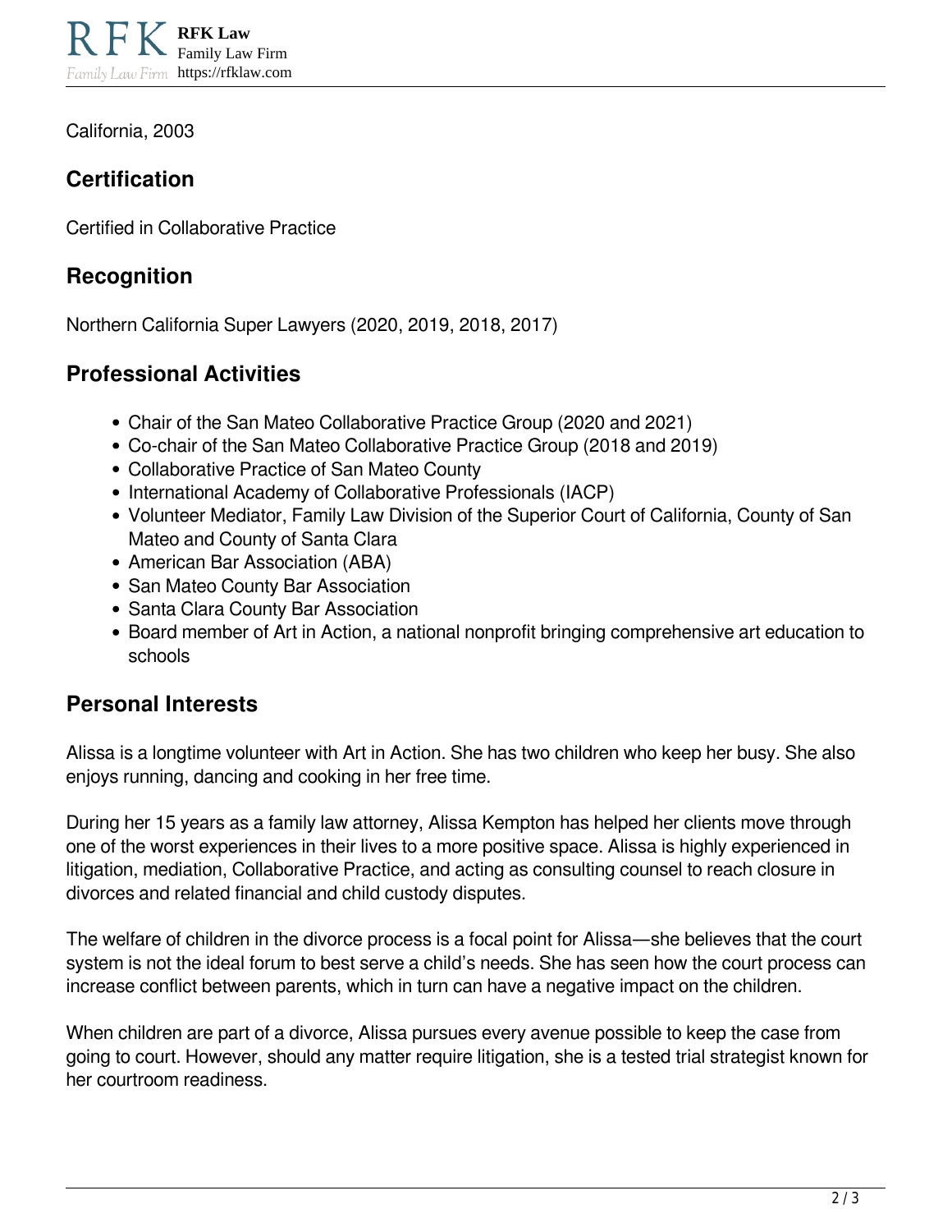California, 2003

## Certification

Certified in Collaborative Practice

## Recognition

Northern California Super Lawyers (2020, 2019, 2018, 2017)

## Professional Activities

- Chair of the San Mateo Collaborative Practice Group (2020 and 2021)
- Co-chair of the San Mateo Collaborative Practice Group (2018 and 2019)
- Collaborative Practice of San Mateo County
- International Academy of Collaborative Professionals (IACP)
- Volunteer Mediator, Family Law Division of the Superior Court of California, County of San Mateo and County of Santa Clara
- American Bar Association (ABA)
- San Mateo County Bar Association
- Santa Clara County Bar Association
- Board member of Art in Action, a national nonprofit bringing comprehensive art education to schools

## Personal Interests

Alissa is a longtime volunteer with Art in Action. She has two children who keep her busy. She also enjoys running, dancing and cooking in her free time.

During her 15 years as a family law attorney, Alissa Kempton has helped her clients move through one of the worst experiences in their lives to a more positive space. Alissa is highly experienced in litigation, mediation, Collaborative Practice, and acting as consulting counsel to reach closure in divorces and related financial and child custody disputes.

The welfare of children in the divorce process is a focal point for Alissa—she believes that the court system is not the ideal forum to best serve a child's needs. She has seen how the court process can increase conflict between parents, which in turn can have a negative impact on the children.

When children are part of a divorce, Alissa pursues every avenue possible to keep the case from going to court. However, should any matter require litigation, she is a tested trial strategist known for her courtroom readiness.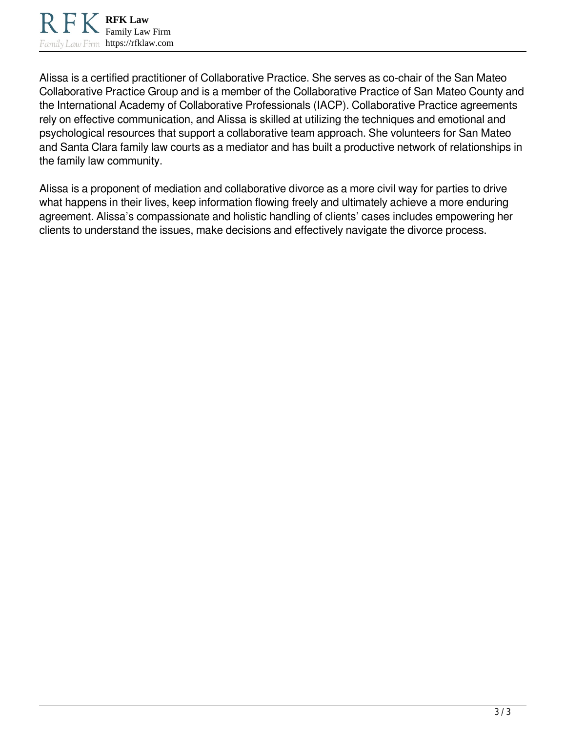Alissa is a certified practitioner of Collaborative Practice. She serves as co-chair of the San Mateo Collaborative Practice Group and is a member of the Collaborative Practice of San Mateo County and the International Academy of Collaborative Professionals (IACP). Collaborative Practice agreements rely on effective communication, and Alissa is skilled at utilizing the techniques and emotional and psychological resources that support a collaborative team approach. She volunteers for San Mateo and Santa Clara family law courts as a mediator and has built a productive network of relationships in the family law community.

Alissa is a proponent of mediation and collaborative divorce as a more civil way for parties to drive what happens in their lives, keep information flowing freely and ultimately achieve a more enduring agreement. Alissa's compassionate and holistic handling of clients' cases includes empowering her clients to understand the issues, make decisions and effectively navigate the divorce process.